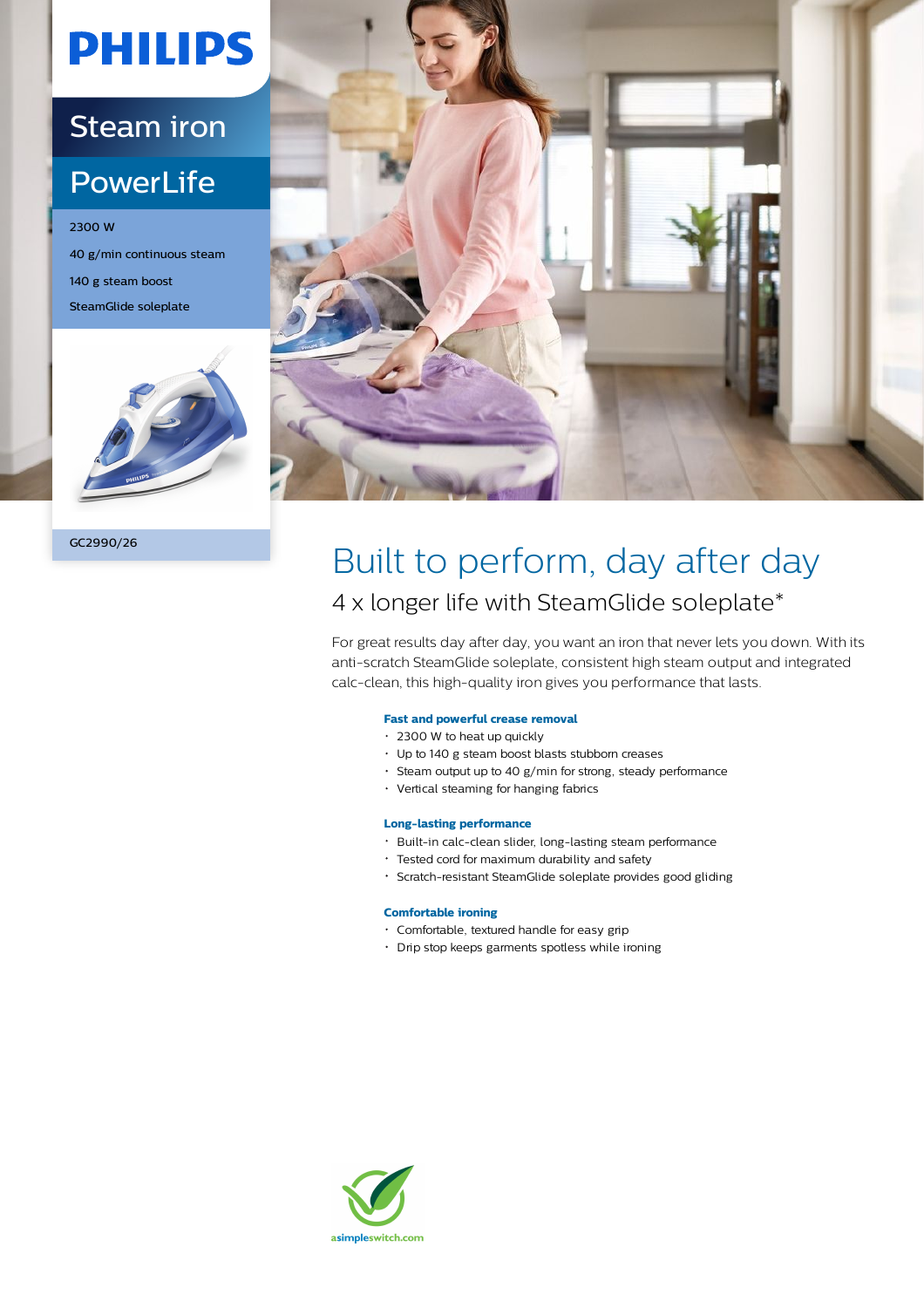PHILIPS

# Steam iron

## PowerLife

2300 W

40 g/min continuous steam

140 g steam boost

SteamGlide soleplate

GC2990/26

# Built to perform, day after day

## 4 x longer life with SteamGlide soleplate*

For great results day after day, you want an iron that never lets you down. With its anti-scratch SteamGlide soleplate, consistent high steam output and integrated calc-clean, this high-quality iron gives you performance that lasts.

**Fast and powerful crease removal**

- 2300 W to heat up quickly
- Up to 140 g steam boost blasts stubborn creases
- Steam output up to 40 g/min for strong, steady performance
- Vertical steaming for hanging fabrics

**Long-lasting performance**

- Built-in calc-clean slider, long-lasting steam performance
- Tested cord for maximum durability and safety
- Scratch-resistant SteamGlide soleplate provides good gliding

**Comfortable ironing**

- Comfortable, textured handle for easy grip
- Drip stop keeps garments spotless while ironing

asimpleswitch.com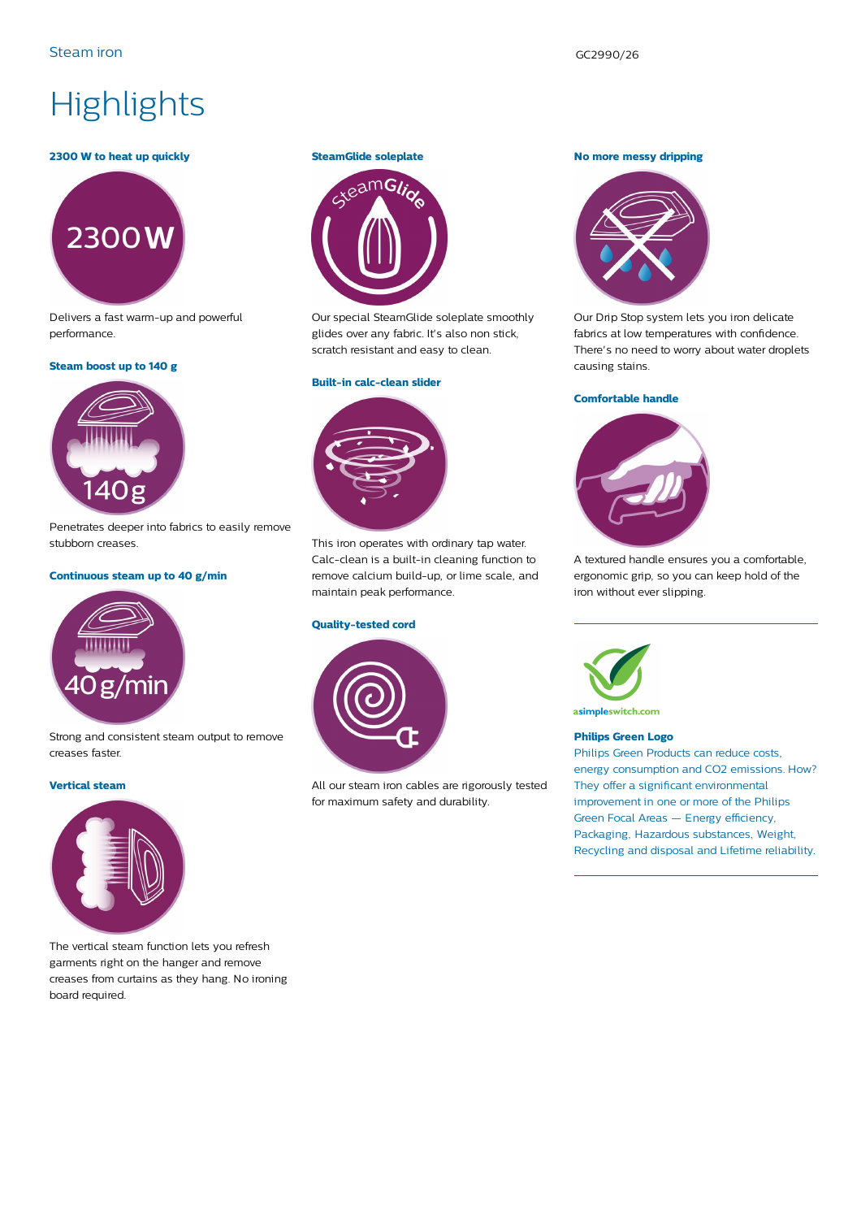# Highlights

### 2300 W to heat up quickly

Delivers a fast warm-up and powerful performance.

### Steam boost up to 140 g

Penetrates deeper into fabrics to easily remove stubborn creases.

### Continuous steam up to 40 g/min

Strong and consistent steam output to remove creases faster.

### Vertical steam

The vertical steam function lets you refresh garments right on the hanger and remove creases from curtains as they hang. No ironing board required.

### SteamGlide soleplate

Our special SteamGlide soleplate smoothly glides over any fabric. It's also non stick, scratch resistant and easy to clean.

### Built-in calc-clean slider

This iron operates with ordinary tap water. Calc-clean is a built-in cleaning function to remove calcium build-up, or lime scale, and maintain peak performance.

### Quality-tested cord

All our steam iron cables are rigorously tested for maximum safety and durability.

### No more messy dripping

Our Drip Stop system lets you iron delicate fabrics at low temperatures with confidence. There's no need to worry about water droplets causing stains.

### Comfortable handle

A textured handle ensures you a comfortable, ergonomic grip, so you can keep hold of the iron without ever slipping.

---

asimpleswitch.com

### Philips Green Logo

Philips Green Products can reduce costs, energy consumption and CO2 emissions. How? They offer a significant environmental improvement in one or more of the Philips Green Focal Areas — Energy efficiency, Packaging, Hazardous substances, Weight, Recycling and disposal and Lifetime reliability.

---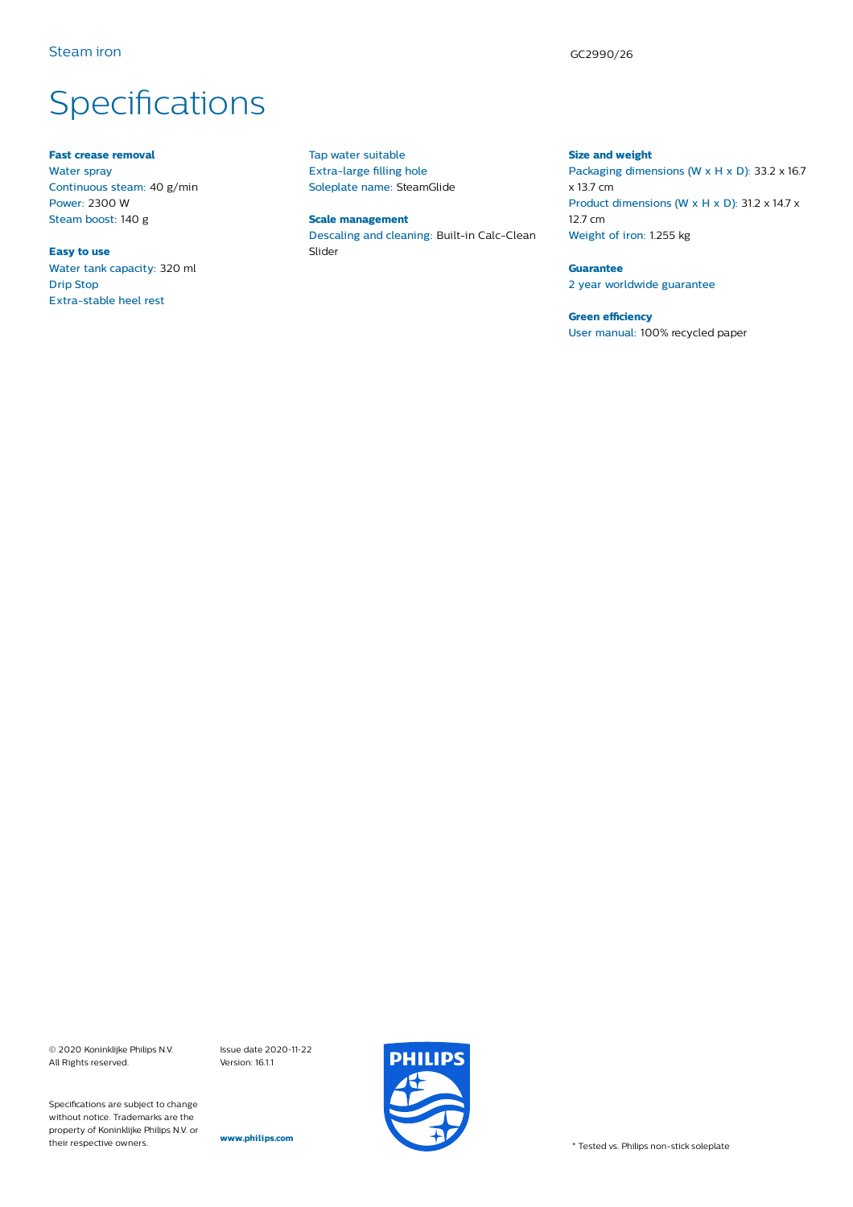Steam iron

GC2990/26

# Specifications

**Fast crease removal**

Water spray

Continuous steam: 40 g/min

Power: 2300 W

Steam boost: 140 g

**Easy to use**

Water tank capacity: 320 ml

Drip Stop

Extra-stable heel rest

Tap water suitable

Extra-large filling hole

Soleplate name: SteamGlide

**Scale management**

Descaling and cleaning: Built-in Calc-Clean Slider

**Size and weight**

Packaging dimensions (W x H x D): 33.2 x 16.7 x 13.7 cm

Product dimensions (W x H x D): 31.2 x 14.7 x 12.7 cm

Weight of iron: 1.255 kg

**Guarantee**

2 year worldwide guarantee

**Green efficiency**

User manual: 100% recycled paper

© 2020 Koninklijke Philips N.V.
All Rights reserved.

Specifications are subject to change without notice. Trademarks are the property of Koninklijke Philips N.V. or their respective owners.

Issue date 2020-11-22
Version: 16.1.1

www.philips.com

\* Tested vs. Philips non-stick soleplate